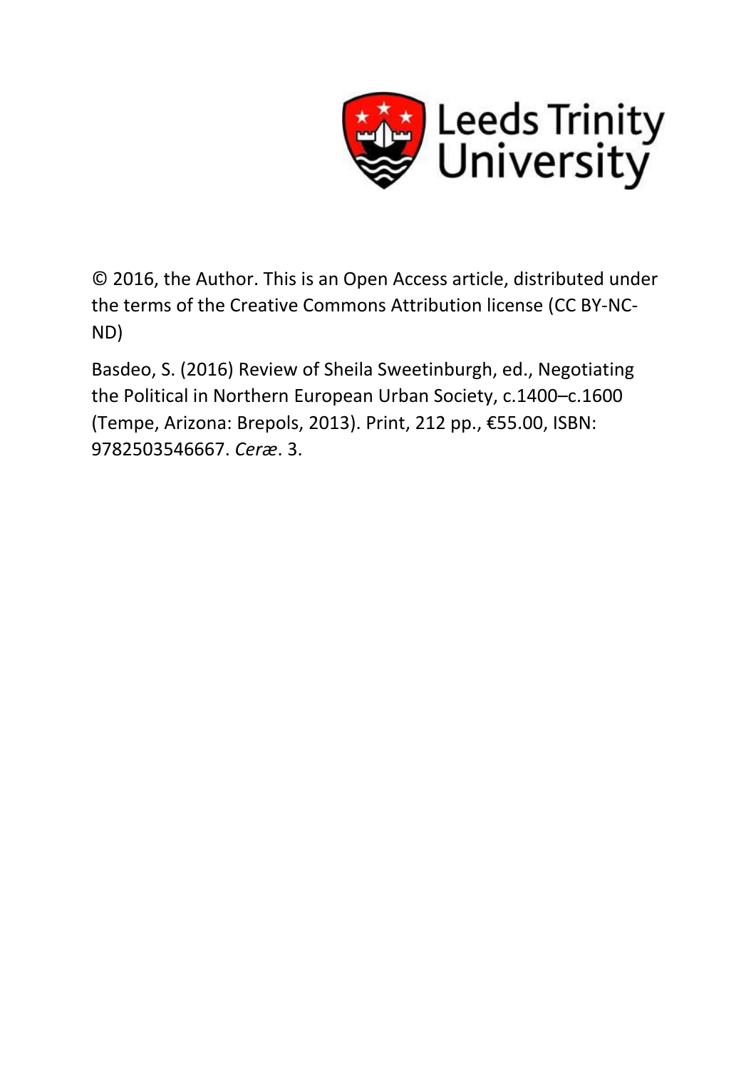Leeds Trinity University

© 2016, the Author. This is an Open Access article, distributed under the terms of the Creative Commons Attribution license (CC BY-NC-ND)

Basdeo, S. (2016) Review of Sheila Sweetinburgh, ed., Negotiating the Political in Northern European Urban Society, c.1400–c.1600 (Tempe, Arizona: Brepols, 2013). Print, 212 pp., €55.00, ISBN: 9782503546667. *Ceræ*. 3.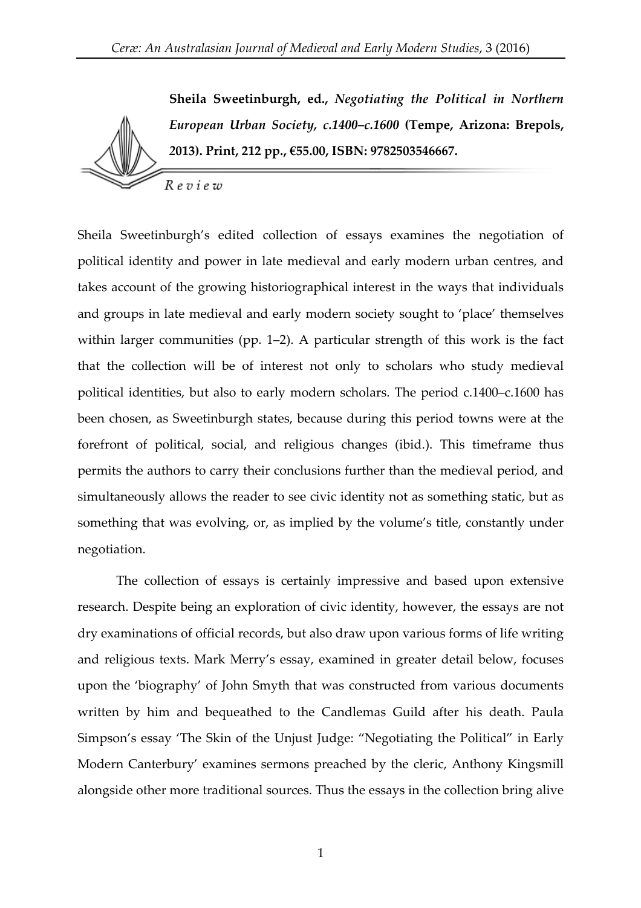**Sheila Sweetinburgh, ed., *Negotiating the Political in Northern European Urban Society, c.1400–c.1600* (Tempe, Arizona: Brepols, 2013). Print, 212 pp., €55.00, ISBN: 9782503546667.**

*Review*

Sheila Sweetinburgh's edited collection of essays examines the negotiation of political identity and power in late medieval and early modern urban centres, and takes account of the growing historiographical interest in the ways that individuals and groups in late medieval and early modern society sought to 'place' themselves within larger communities (pp. 1–2). A particular strength of this work is the fact that the collection will be of interest not only to scholars who study medieval political identities, but also to early modern scholars. The period c.1400–c.1600 has been chosen, as Sweetinburgh states, because during this period towns were at the forefront of political, social, and religious changes (ibid.). This timeframe thus permits the authors to carry their conclusions further than the medieval period, and simultaneously allows the reader to see civic identity not as something static, but as something that was evolving, or, as implied by the volume's title, constantly under negotiation.

The collection of essays is certainly impressive and based upon extensive research. Despite being an exploration of civic identity, however, the essays are not dry examinations of official records, but also draw upon various forms of life writing and religious texts. Mark Merry's essay, examined in greater detail below, focuses upon the 'biography' of John Smyth that was constructed from various documents written by him and bequeathed to the Candlemas Guild after his death. Paula Simpson's essay 'The Skin of the Unjust Judge: "Negotiating the Political" in Early Modern Canterbury' examines sermons preached by the cleric, Anthony Kingsmill alongside other more traditional sources. Thus the essays in the collection bring alive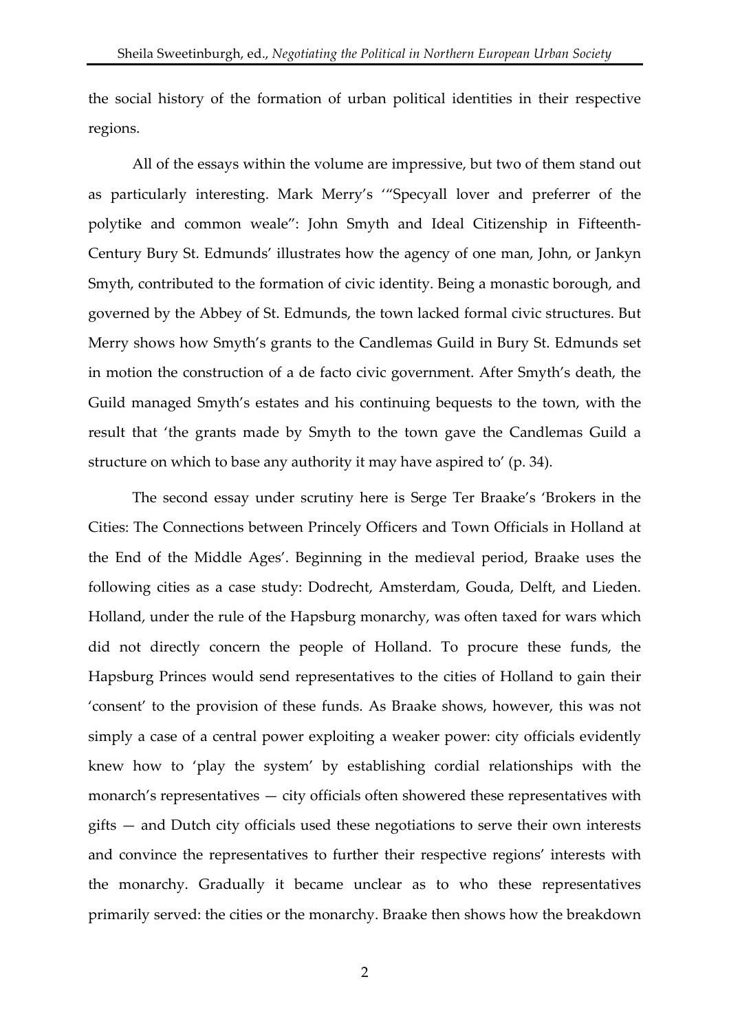the social history of the formation of urban political identities in their respective regions.

All of the essays within the volume are impressive, but two of them stand out as particularly interesting. Mark Merry's '"Specyall lover and preferrer of the polytike and common weale": John Smyth and Ideal Citizenship in Fifteenth-Century Bury St. Edmunds' illustrates how the agency of one man, John, or Jankyn Smyth, contributed to the formation of civic identity. Being a monastic borough, and governed by the Abbey of St. Edmunds, the town lacked formal civic structures. But Merry shows how Smyth's grants to the Candlemas Guild in Bury St. Edmunds set in motion the construction of a de facto civic government. After Smyth's death, the Guild managed Smyth's estates and his continuing bequests to the town, with the result that 'the grants made by Smyth to the town gave the Candlemas Guild a structure on which to base any authority it may have aspired to' (p. 34).

The second essay under scrutiny here is Serge Ter Braake's 'Brokers in the Cities: The Connections between Princely Officers and Town Officials in Holland at the End of the Middle Ages'. Beginning in the medieval period, Braake uses the following cities as a case study: Dodrecht, Amsterdam, Gouda, Delft, and Lieden. Holland, under the rule of the Hapsburg monarchy, was often taxed for wars which did not directly concern the people of Holland. To procure these funds, the Hapsburg Princes would send representatives to the cities of Holland to gain their 'consent' to the provision of these funds. As Braake shows, however, this was not simply a case of a central power exploiting a weaker power: city officials evidently knew how to 'play the system' by establishing cordial relationships with the monarch's representatives — city officials often showered these representatives with gifts — and Dutch city officials used these negotiations to serve their own interests and convince the representatives to further their respective regions' interests with the monarchy. Gradually it became unclear as to who these representatives primarily served: the cities or the monarchy. Braake then shows how the breakdown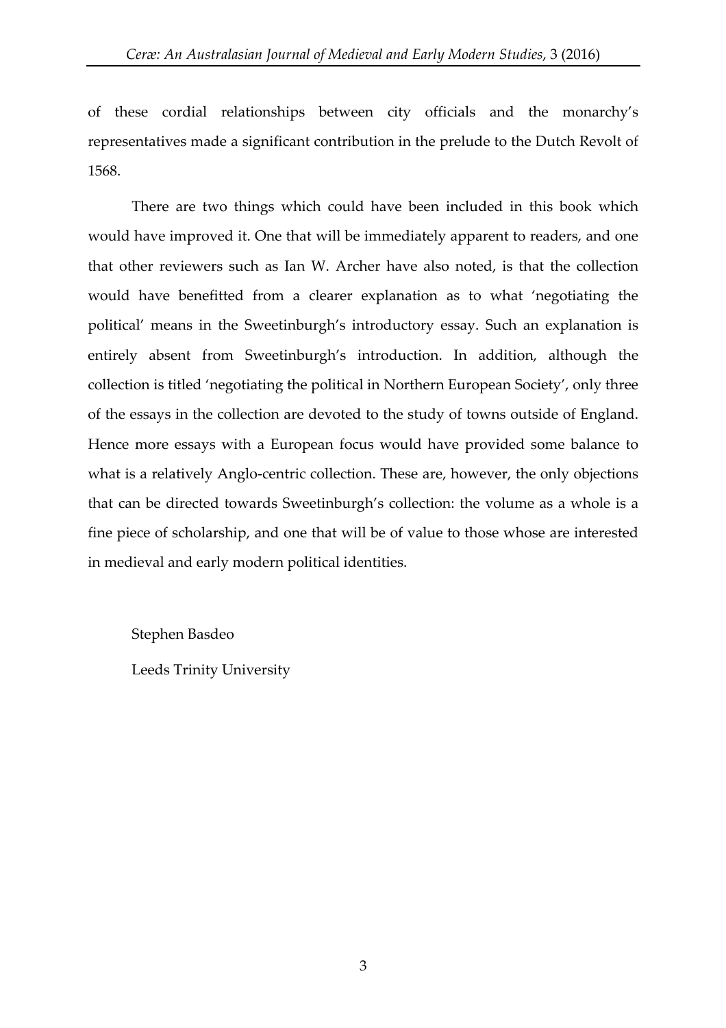of these cordial relationships between city officials and the monarchy's representatives made a significant contribution in the prelude to the Dutch Revolt of 1568.

There are two things which could have been included in this book which would have improved it. One that will be immediately apparent to readers, and one that other reviewers such as Ian W. Archer have also noted, is that the collection would have benefitted from a clearer explanation as to what 'negotiating the political' means in the Sweetinburgh's introductory essay. Such an explanation is entirely absent from Sweetinburgh's introduction. In addition, although the collection is titled 'negotiating the political in Northern European Society', only three of the essays in the collection are devoted to the study of towns outside of England. Hence more essays with a European focus would have provided some balance to what is a relatively Anglo-centric collection. These are, however, the only objections that can be directed towards Sweetinburgh's collection: the volume as a whole is a fine piece of scholarship, and one that will be of value to those whose are interested in medieval and early modern political identities.

Stephen Basdeo

Leeds Trinity University